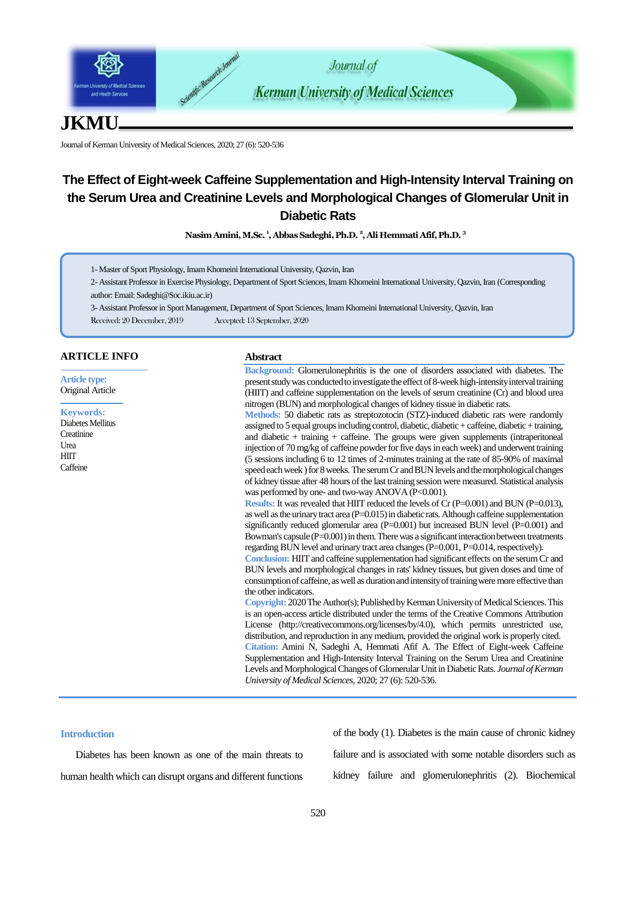# The Effect of Eight-week Caffeine Supplementation and High-Intensity Interval Training on the Serum Urea and Creatinine Levels and Morphological Changes of Glomerular Unit in Diabetic Rats

**Nasim Amini, M.Sc. [1], Abbas Sadeghi, Ph.D. [2], Ali Hemmati Afif, Ph.D. [3]**

1- Master of Sport Physiology, Imam Khomeini International University, Qazvin, Iran

2- Assistant Professor in Exercise Physiology, Department of Sport Sciences, Imam Khomeini International University, Qazvin, Iran (Corresponding author: Email: Sadeghi@Soc.ikiu.ac.ir)

3- Assistant Professor in Sport Management, Department of Sport Sciences, Imam Khomeini International University, Qazvin, Iran

Received: 20 December, 2019 Accepted: 13 September, 2020

## ARTICLE INFO

**Article type:**
Original Article

**Keywords:**
Diabetes Mellitus
Creatinine
Urea
HIIT
Caffeine

## Abstract

**Background:** Glomerulonephritis is the one of disorders associated with diabetes. The present study was conducted to investigate the effect of 8-week high-intensity interval training (HIIT) and caffeine supplementation on the levels of serum creatinine (Cr) and blood urea nitrogen (BUN) and morphological changes of kidney tissue in diabetic rats.

**Methods:** 50 diabetic rats as streptozotocin (STZ)-induced diabetic rats were randomly assigned to 5 equal groups including control, diabetic, diabetic + caffeine, diabetic + training, and diabetic + training + caffeine. The groups were given supplements (intraperitoneal injection of 70 mg/kg of caffeine powder for five days in each week) and underwent training (5 sessions including 6 to 12 times of 2-minutes training at the rate of 85-90% of maximal speed each week ) for 8 weeks. The serum Cr and BUN levels and the morphological changes of kidney tissue after 48 hours of the last training session were measured. Statistical analysis was performed by one- and two-way ANOVA ($P<0.001$).

**Results:** It was revealed that HIIT reduced the levels of Cr ($P=0.001$) and BUN ($P=0.013$), as well as the urinary tract area ($P=0.015$) in diabetic rats. Although caffeine supplementation significantly reduced glomerular area ($P=0.001$) but increased BUN level ($P=0.001$) and Bowman's capsule ($P=0.001$) in them. There was a significant interaction between treatments regarding BUN level and urinary tract area changes ($P=0.001$, $P=0.014$, respectively).

**Conclusion:** HIIT and caffeine supplementation had significant effects on the serum Cr and BUN levels and morphological changes in rats' kidney tissues, but given doses and time of consumption of caffeine, as well as duration and intensity of training were more effective than the other indicators.

**Copyright:** 2020 The Author(s); Published by Kerman University of Medical Sciences. This is an open-access article distributed under the terms of the Creative Commons Attribution License (http://creativecommons.org/licenses/by/4.0), which permits unrestricted use, distribution, and reproduction in any medium, provided the original work is properly cited.

**Citation:** Amini N, Sadeghi A, Hemmati Afif A. The Effect of Eight-week Caffeine Supplementation and High-Intensity Interval Training on the Serum Urea and Creatinine Levels and Morphological Changes of Glomerular Unit in Diabetic Rats. *Journal of Kerman University of Medical Sciences*, 2020; 27 (6): 520-536.

## Introduction

Diabetes has been known as one of the main threats to human health which can disrupt organs and different functions of the body (1). Diabetes is the main cause of chronic kidney failure and is associated with some notable disorders such as kidney failure and glomerulonephritis (2). Biochemical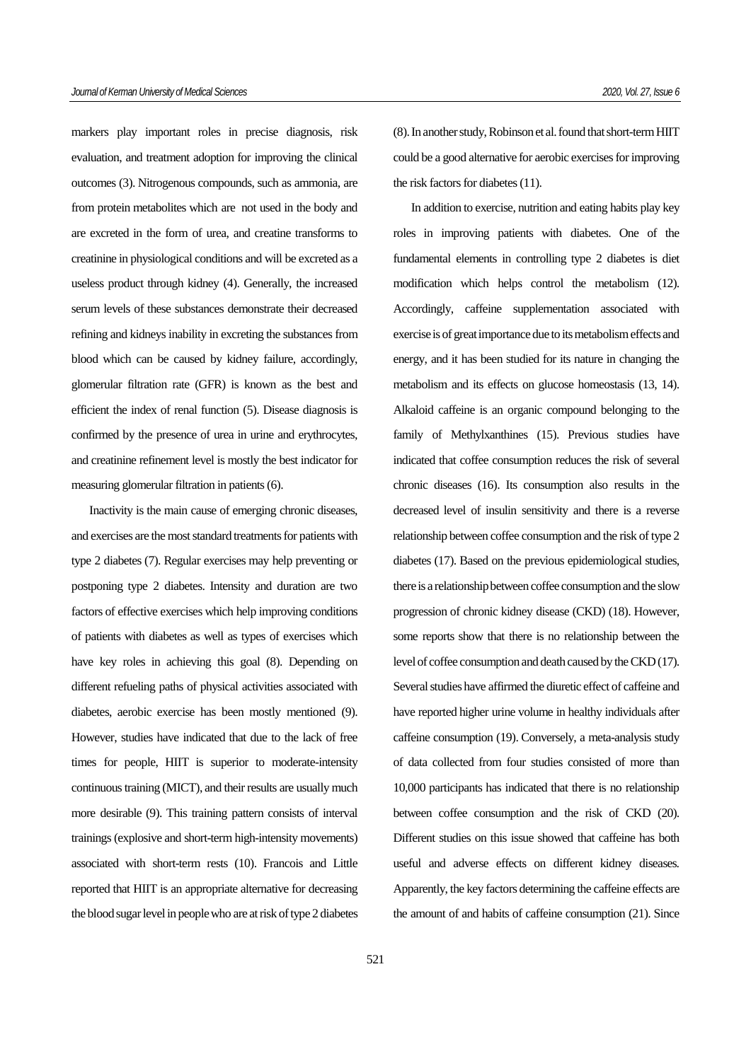markers play important roles in precise diagnosis, risk evaluation, and treatment adoption for improving the clinical outcomes (3). Nitrogenous compounds, such as ammonia, are from protein metabolites which are not used in the body and are excreted in the form of urea, and creatine transforms to creatinine in physiological conditions and will be excreted as a useless product through kidney (4). Generally, the increased serum levels of these substances demonstrate their decreased refining and kidneys inability in excreting the substances from blood which can be caused by kidney failure, accordingly, glomerular filtration rate (GFR) is known as the best and efficient the index of renal function (5). Disease diagnosis is confirmed by the presence of urea in urine and erythrocytes, and creatinine refinement level is mostly the best indicator for measuring glomerular filtration in patients (6).

Inactivity is the main cause of emerging chronic diseases, and exercises are the most standard treatments for patients with type 2 diabetes (7). Regular exercises may help preventing or postponing type 2 diabetes. Intensity and duration are two factors of effective exercises which help improving conditions of patients with diabetes as well as types of exercises which have key roles in achieving this goal (8). Depending on different refueling paths of physical activities associated with diabetes, aerobic exercise has been mostly mentioned (9). However, studies have indicated that due to the lack of free times for people, HIIT is superior to moderate-intensity continuous training (MICT), and their results are usually much more desirable (9). This training pattern consists of interval trainings (explosive and short-term high-intensity movements) associated with short-term rests (10). Francois and Little reported that HIIT is an appropriate alternative for decreasing the blood sugar level in people who are at risk of type 2 diabetes (8). In another study, Robinson et al. found that short-term HIIT could be a good alternative for aerobic exercises for improving the risk factors for diabetes (11).

In addition to exercise, nutrition and eating habits play key roles in improving patients with diabetes. One of the fundamental elements in controlling type 2 diabetes is diet modification which helps control the metabolism (12). Accordingly, caffeine supplementation associated with exercise is of great importance due to its metabolism effects and energy, and it has been studied for its nature in changing the metabolism and its effects on glucose homeostasis (13, 14). Alkaloid caffeine is an organic compound belonging to the family of Methylxanthines (15). Previous studies have indicated that coffee consumption reduces the risk of several chronic diseases (16). Its consumption also results in the decreased level of insulin sensitivity and there is a reverse relationship between coffee consumption and the risk of type 2 diabetes (17). Based on the previous epidemiological studies, there is a relationship between coffee consumption and the slow progression of chronic kidney disease (CKD) (18). However, some reports show that there is no relationship between the level of coffee consumption and death caused by the CKD (17). Several studies have affirmed the diuretic effect of caffeine and have reported higher urine volume in healthy individuals after caffeine consumption (19). Conversely, a meta-analysis study of data collected from four studies consisted of more than 10,000 participants has indicated that there is no relationship between coffee consumption and the risk of CKD (20). Different studies on this issue showed that caffeine has both useful and adverse effects on different kidney diseases. Apparently, the key factors determining the caffeine effects are the amount of and habits of caffeine consumption (21). Since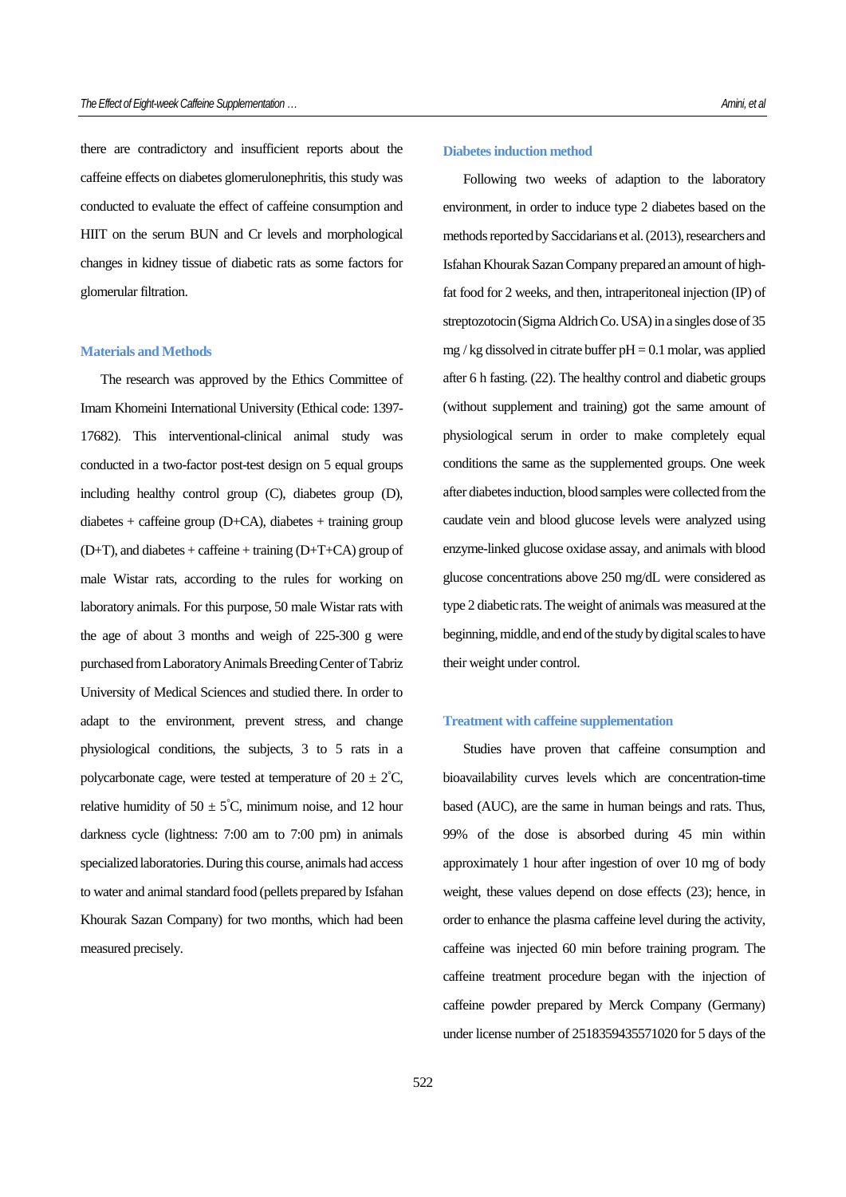there are contradictory and insufficient reports about the caffeine effects on diabetes glomerulonephritis, this study was conducted to evaluate the effect of caffeine consumption and HIIT on the serum BUN and Cr levels and morphological changes in kidney tissue of diabetic rats as some factors for glomerular filtration.

## Materials and Methods

The research was approved by the Ethics Committee of Imam Khomeini International University (Ethical code: 1397-17682). This interventional-clinical animal study was conducted in a two-factor post-test design on 5 equal groups including healthy control group (C), diabetes group (D), diabetes + caffeine group (D+CA), diabetes + training group (D+T), and diabetes + caffeine + training (D+T+CA) group of male Wistar rats, according to the rules for working on laboratory animals. For this purpose, 50 male Wistar rats with the age of about 3 months and weigh of 225-300 g were purchased from Laboratory Animals Breeding Center of Tabriz University of Medical Sciences and studied there. In order to adapt to the environment, prevent stress, and change physiological conditions, the subjects, 3 to 5 rats in a polycarbonate cage, were tested at temperature of 20 ± 2˚C, relative humidity of 50 ± 5˚C, minimum noise, and 12 hour darkness cycle (lightness: 7:00 am to 7:00 pm) in animals specialized laboratories. During this course, animals had access to water and animal standard food (pellets prepared by Isfahan Khourak Sazan Company) for two months, which had been measured precisely.

## Diabetes induction method

Following two weeks of adaption to the laboratory environment, in order to induce type 2 diabetes based on the methods reported by Saccidarians et al. (2013), researchers and Isfahan Khourak Sazan Company prepared an amount of high-fat food for 2 weeks, and then, intraperitoneal injection (IP) of streptozotocin (Sigma Aldrich Co. USA) in a singles dose of 35 mg / kg dissolved in citrate buffer pH = 0.1 molar, was applied after 6 h fasting. (22). The healthy control and diabetic groups (without supplement and training) got the same amount of physiological serum in order to make completely equal conditions the same as the supplemented groups. One week after diabetes induction, blood samples were collected from the caudate vein and blood glucose levels were analyzed using enzyme-linked glucose oxidase assay, and animals with blood glucose concentrations above 250 mg/dL were considered as type 2 diabetic rats. The weight of animals was measured at the beginning, middle, and end of the study by digital scales to have their weight under control.

## Treatment with caffeine supplementation

Studies have proven that caffeine consumption and bioavailability curves levels which are concentration-time based (AUC), are the same in human beings and rats. Thus, 99% of the dose is absorbed during 45 min within approximately 1 hour after ingestion of over 10 mg of body weight, these values depend on dose effects (23); hence, in order to enhance the plasma caffeine level during the activity, caffeine was injected 60 min before training program. The caffeine treatment procedure began with the injection of caffeine powder prepared by Merck Company (Germany) under license number of 2518359435571020 for 5 days of the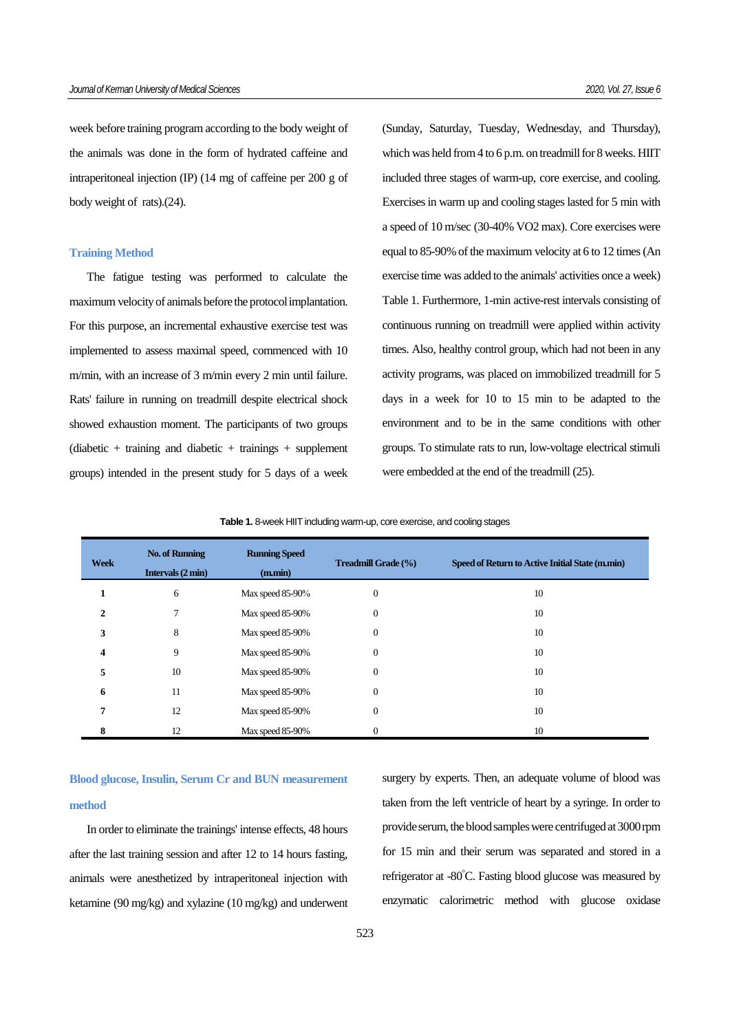week before training program according to the body weight of the animals was done in the form of hydrated caffeine and intraperitoneal injection (IP) (14 mg of caffeine per 200 g of body weight of rats).(24).

### Training Method

The fatigue testing was performed to calculate the maximum velocity of animals before the protocol implantation. For this purpose, an incremental exhaustive exercise test was implemented to assess maximal speed, commenced with 10 m/min, with an increase of 3 m/min every 2 min until failure. Rats' failure in running on treadmill despite electrical shock showed exhaustion moment. The participants of two groups (diabetic + training and diabetic + trainings + supplement groups) intended in the present study for 5 days of a week (Sunday, Saturday, Tuesday, Wednesday, and Thursday), which was held from 4 to 6 p.m. on treadmill for 8 weeks. HIIT included three stages of warm-up, core exercise, and cooling. Exercises in warm up and cooling stages lasted for 5 min with a speed of 10 m/sec (30-40% VO2 max). Core exercises were equal to 85-90% of the maximum velocity at 6 to 12 times (An exercise time was added to the animals' activities once a week) Table 1. Furthermore, 1-min active-rest intervals consisting of continuous running on treadmill were applied within activity times. Also, healthy control group, which had not been in any activity programs, was placed on immobilized treadmill for 5 days in a week for 10 to 15 min to be adapted to the environment and to be in the same conditions with other groups. To stimulate rats to run, low-voltage electrical stimuli were embedded at the end of the treadmill (25).

**Table 1.** 8-week HIIT including warm-up, core exercise, and cooling stages

| Week | No. of Running Intervals (2 min) | Running Speed (m.min) | Treadmill Grade (%) | Speed of Return to Active Initial State (m.min) |
|---|---|---|---|---|
| **1** | 6 | Max speed 85-90% | 0 | 10 |
| **2** | 7 | Max speed 85-90% | 0 | 10 |
| **3** | 8 | Max speed 85-90% | 0 | 10 |
| **4** | 9 | Max speed 85-90% | 0 | 10 |
| **5** | 10 | Max speed 85-90% | 0 | 10 |
| **6** | 11 | Max speed 85-90% | 0 | 10 |
| **7** | 12 | Max speed 85-90% | 0 | 10 |
| **8** | 12 | Max speed 85-90% | 0 | 10 |

### Blood glucose, Insulin, Serum Cr and BUN measurement method

In order to eliminate the trainings' intense effects, 48 hours after the last training session and after 12 to 14 hours fasting, animals were anesthetized by intraperitoneal injection with ketamine (90 mg/kg) and xylazine (10 mg/kg) and underwent surgery by experts. Then, an adequate volume of blood was taken from the left ventricle of heart by a syringe. In order to provide serum, the blood samples were centrifuged at 3000 rpm for 15 min and their serum was separated and stored in a refrigerator at -80°C. Fasting blood glucose was measured by enzymatic calorimetric method with glucose oxidase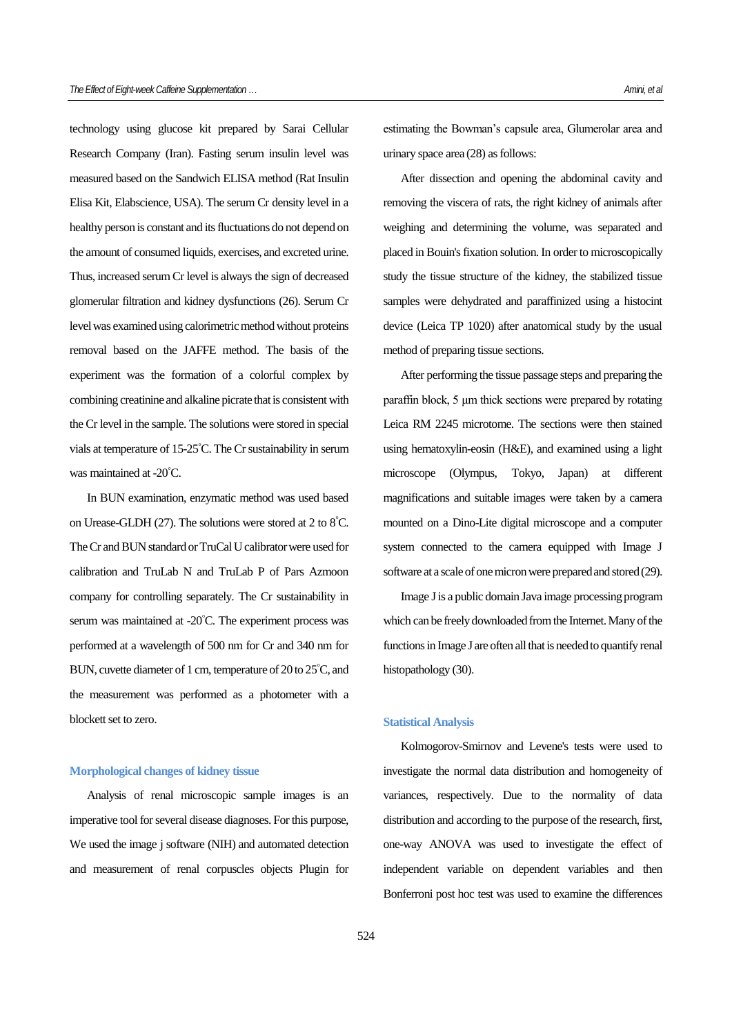technology using glucose kit prepared by Sarai Cellular Research Company (Iran). Fasting serum insulin level was measured based on the Sandwich ELISA method (Rat Insulin Elisa Kit, Elabscience, USA). The serum Cr density level in a healthy person is constant and its fluctuations do not depend on the amount of consumed liquids, exercises, and excreted urine. Thus, increased serum Cr level is always the sign of decreased glomerular filtration and kidney dysfunctions (26). Serum Cr level was examined using calorimetric method without proteins removal based on the JAFFE method. The basis of the experiment was the formation of a colorful complex by combining creatinine and alkaline picrate that is consistent with the Cr level in the sample. The solutions were stored in special vials at temperature of 15-25˚C. The Cr sustainability in serum was maintained at -20˚C.

In BUN examination, enzymatic method was used based on Urease-GLDH (27). The solutions were stored at 2 to 8˚C. The Cr and BUN standard or TruCal U calibrator were used for calibration and TruLab N and TruLab P of Pars Azmoon company for controlling separately. The Cr sustainability in serum was maintained at -20˚C. The experiment process was performed at a wavelength of 500 nm for Cr and 340 nm for BUN, cuvette diameter of 1 cm, temperature of 20 to 25˚C, and the measurement was performed as a photometer with a blockett set to zero.

### Morphological changes of kidney tissue

Analysis of renal microscopic sample images is an imperative tool for several disease diagnoses. For this purpose, We used the image j software (NIH) and automated detection and measurement of renal corpuscles objects Plugin for estimating the Bowman's capsule area, Glumerolar area and urinary space area (28) as follows:

After dissection and opening the abdominal cavity and removing the viscera of rats, the right kidney of animals after weighing and determining the volume, was separated and placed in Bouin's fixation solution. In order to microscopically study the tissue structure of the kidney, the stabilized tissue samples were dehydrated and paraffinized using a histocint device (Leica TP 1020) after anatomical study by the usual method of preparing tissue sections.

After performing the tissue passage steps and preparing the paraffin block, 5 µm thick sections were prepared by rotating Leica RM 2245 microtome. The sections were then stained using hematoxylin-eosin (H&E), and examined using a light microscope (Olympus, Tokyo, Japan) at different magnifications and suitable images were taken by a camera mounted on a Dino-Lite digital microscope and a computer system connected to the camera equipped with Image J software at a scale of one micron were prepared and stored (29).

Image J is a public domain Java image processing program which can be freely downloaded from the Internet. Many of the functions in Image J are often all that is needed to quantify renal histopathology (30).

### Statistical Analysis

Kolmogorov-Smirnov and Levene's tests were used to investigate the normal data distribution and homogeneity of variances, respectively. Due to the normality of data distribution and according to the purpose of the research, first, one-way ANOVA was used to investigate the effect of independent variable on dependent variables and then Bonferroni post hoc test was used to examine the differences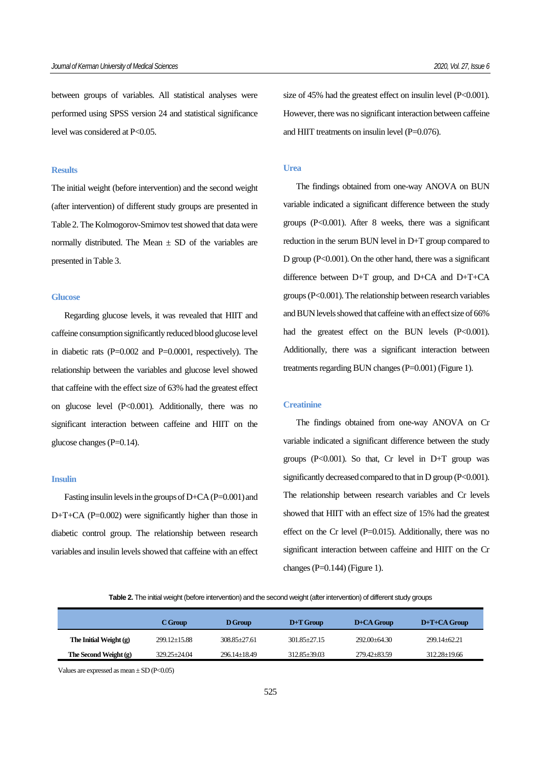between groups of variables. All statistical analyses were performed using SPSS version 24 and statistical significance level was considered at $P<0.05$.

## Results

The initial weight (before intervention) and the second weight (after intervention) of different study groups are presented in Table 2. The Kolmogorov-Smirnov test showed that data were normally distributed. The Mean ± SD of the variables are presented in Table 3.

### Glucose

Regarding glucose levels, it was revealed that HIIT and caffeine consumption significantly reduced blood glucose level in diabetic rats ($P=0.002$ and $P=0.0001$, respectively). The relationship between the variables and glucose level showed that caffeine with the effect size of 63% had the greatest effect on glucose level ($P<0.001$). Additionally, there was no significant interaction between caffeine and HIIT on the glucose changes ($P=0.14$).

### Insulin

Fasting insulin levels in the groups of D+CA ($P=0.001$) and D+T+CA ($P=0.002$) were significantly higher than those in diabetic control group. The relationship between research variables and insulin levels showed that caffeine with an effect size of 45% had the greatest effect on insulin level ($P<0.001$). However, there was no significant interaction between caffeine and HIIT treatments on insulin level ($P=0.076$).

### Urea

The findings obtained from one-way ANOVA on BUN variable indicated a significant difference between the study groups ($P<0.001$). After 8 weeks, there was a significant reduction in the serum BUN level in D+T group compared to D group ($P<0.001$). On the other hand, there was a significant difference between D+T group, and D+CA and D+T+CA groups ($P<0.001$). The relationship between research variables and BUN levels showed that caffeine with an effect size of 66% had the greatest effect on the BUN levels ($P<0.001$). Additionally, there was a significant interaction between treatments regarding BUN changes ($P=0.001$) (Figure 1).

### Creatinine

The findings obtained from one-way ANOVA on Cr variable indicated a significant difference between the study groups ($P<0.001$). So that, Cr level in D+T group was significantly decreased compared to that in D group ($P<0.001$). The relationship between research variables and Cr levels showed that HIIT with an effect size of 15% had the greatest effect on the Cr level ($P=0.015$). Additionally, there was no significant interaction between caffeine and HIIT on the Cr changes ($P=0.144$) (Figure 1).

**Table 2.** The initial weight (before intervention) and the second weight (after intervention) of different study groups

| | C Group | D Group | D+T Group | D+CA Group | D+T+CA Group |
|---|---|---|---|---|---|
| **The Initial Weight (g)** | 299.12±15.88 | 308.85±27.61 | 301.85±27.15 | 292.00±64.30 | 299.14±62.21 |
| **The Second Weight (g)** | 329.25±24.04 | 296.14±18.49 | 312.85±39.03 | 279.42±83.59 | 312.28±19.66 |

Values are expressed as mean ± SD ($P<0.05$)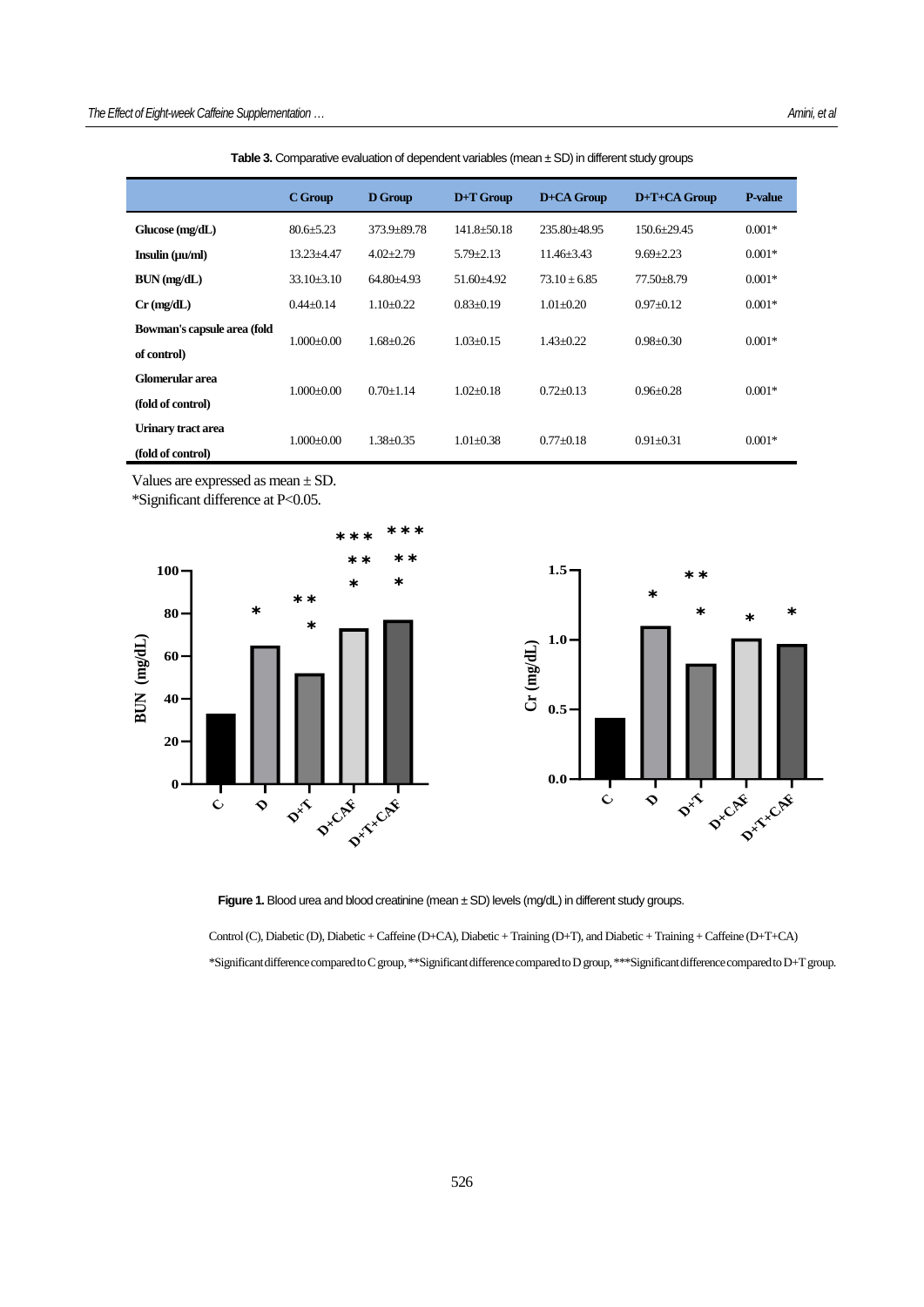**Table 3.** Comparative evaluation of dependent variables (mean ± SD) in different study groups

| | C Group | D Group | D+T Group | D+CA Group | D+T+CA Group | P-value |
|---|---|---|---|---|---|---|
| **Glucose (mg/dL)** | 80.6±5.23 | 373.9±89.78 | 141.8±50.18 | 235.80±48.95 | 150.6±29.45 | 0.001* |
| **Insulin (µu/ml)** | 13.23±4.47 | 4.02±2.79 | 5.79±2.13 | 11.46±3.43 | 9.69±2.23 | 0.001* |
| **BUN (mg/dL)** | 33.10±3.10 | 64.80±4.93 | 51.60±4.92 | 73.10 ± 6.85 | 77.50±8.79 | 0.001* |
| **Cr (mg/dL)** | 0.44±0.14 | 1.10±0.22 | 0.83±0.19 | 1.01±0.20 | 0.97±0.12 | 0.001* |
| **Bowman's capsule area (fold of control)** | 1.000±0.00 | 1.68±0.26 | 1.03±0.15 | 1.43±0.22 | 0.98±0.30 | 0.001* |
| **Glomerular area (fold of control)** | 1.000±0.00 | 0.70±1.14 | 1.02±0.18 | 0.72±0.13 | 0.96±0.28 | 0.001* |
| **Urinary tract area (fold of control)** | 1.000±0.00 | 1.38±0.35 | 1.01±0.38 | 0.77±0.18 | 0.91±0.31 | 0.001* |

Values are expressed as mean ± SD.
*Significant difference at P<0.05.

**Figure 1.** Blood urea and blood creatinine (mean ± SD) levels (mg/dL) in different study groups.

Control (C), Diabetic (D), Diabetic + Caffeine (D+CA), Diabetic + Training (D+T), and Diabetic + Training + Caffeine (D+T+CA)

*Significant difference compared to C group, **Significant difference compared to D group, ***Significant difference compared to D+T group.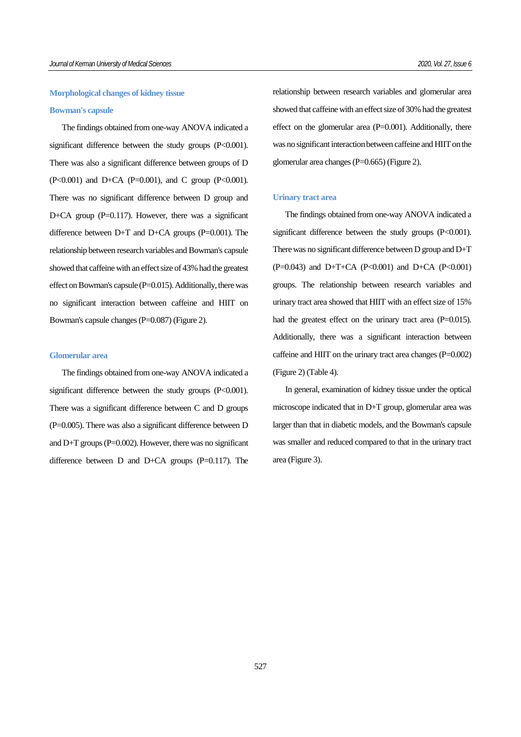### Morphological changes of kidney tissue

#### Bowman's capsule

The findings obtained from one-way ANOVA indicated a significant difference between the study groups (P<0.001). There was also a significant difference between groups of D (P<0.001) and D+CA (P=0.001), and C group (P<0.001). There was no significant difference between D group and D+CA group (P=0.117). However, there was a significant difference between D+T and D+CA groups (P=0.001). The relationship between research variables and Bowman's capsule showed that caffeine with an effect size of 43% had the greatest effect on Bowman's capsule (P=0.015). Additionally, there was no significant interaction between caffeine and HIIT on Bowman's capsule changes (P=0.087) (Figure 2).

#### Glomerular area

The findings obtained from one-way ANOVA indicated a significant difference between the study groups (P<0.001). There was a significant difference between C and D groups (P=0.005). There was also a significant difference between D and D+T groups (P=0.002). However, there was no significant difference between D and D+CA groups (P=0.117). The relationship between research variables and glomerular area showed that caffeine with an effect size of 30% had the greatest effect on the glomerular area (P=0.001). Additionally, there was no significant interaction between caffeine and HIIT on the glomerular area changes (P=0.665) (Figure 2).

#### Urinary tract area

The findings obtained from one-way ANOVA indicated a significant difference between the study groups (P<0.001). There was no significant difference between D group and D+T (P=0.043) and D+T+CA (P<0.001) and D+CA (P<0.001) groups. The relationship between research variables and urinary tract area showed that HIIT with an effect size of 15% had the greatest effect on the urinary tract area (P=0.015). Additionally, there was a significant interaction between caffeine and HIIT on the urinary tract area changes (P=0.002) (Figure 2) (Table 4).

In general, examination of kidney tissue under the optical microscope indicated that in D+T group, glomerular area was larger than that in diabetic models, and the Bowman's capsule was smaller and reduced compared to that in the urinary tract area (Figure 3).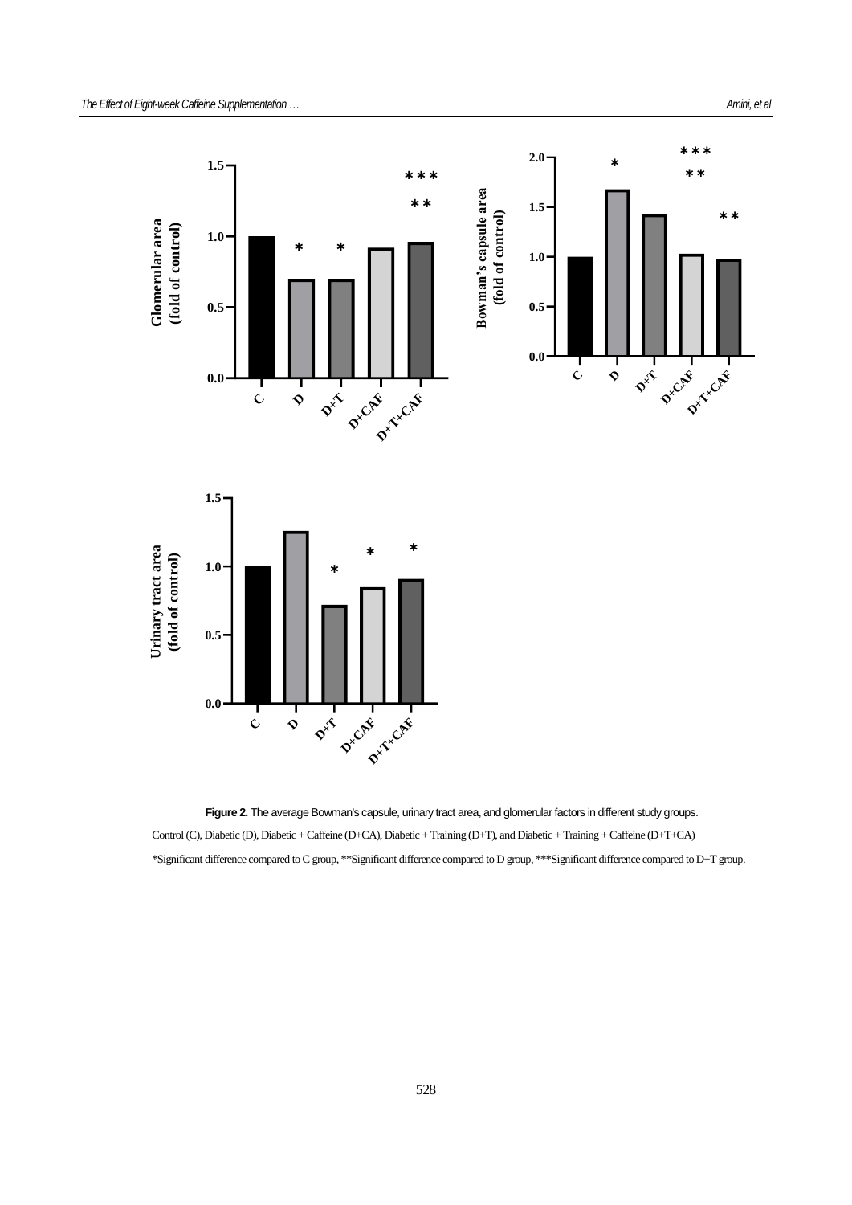**Figure 2.** The average Bowman's capsule, urinary tract area, and glomerular factors in different study groups.

Control (C), Diabetic (D), Diabetic + Caffeine (D+CA), Diabetic + Training (D+T), and Diabetic + Training + Caffeine (D+T+CA)

*Significant difference compared to C group, **Significant difference compared to D group, ***Significant difference compared to D+T group.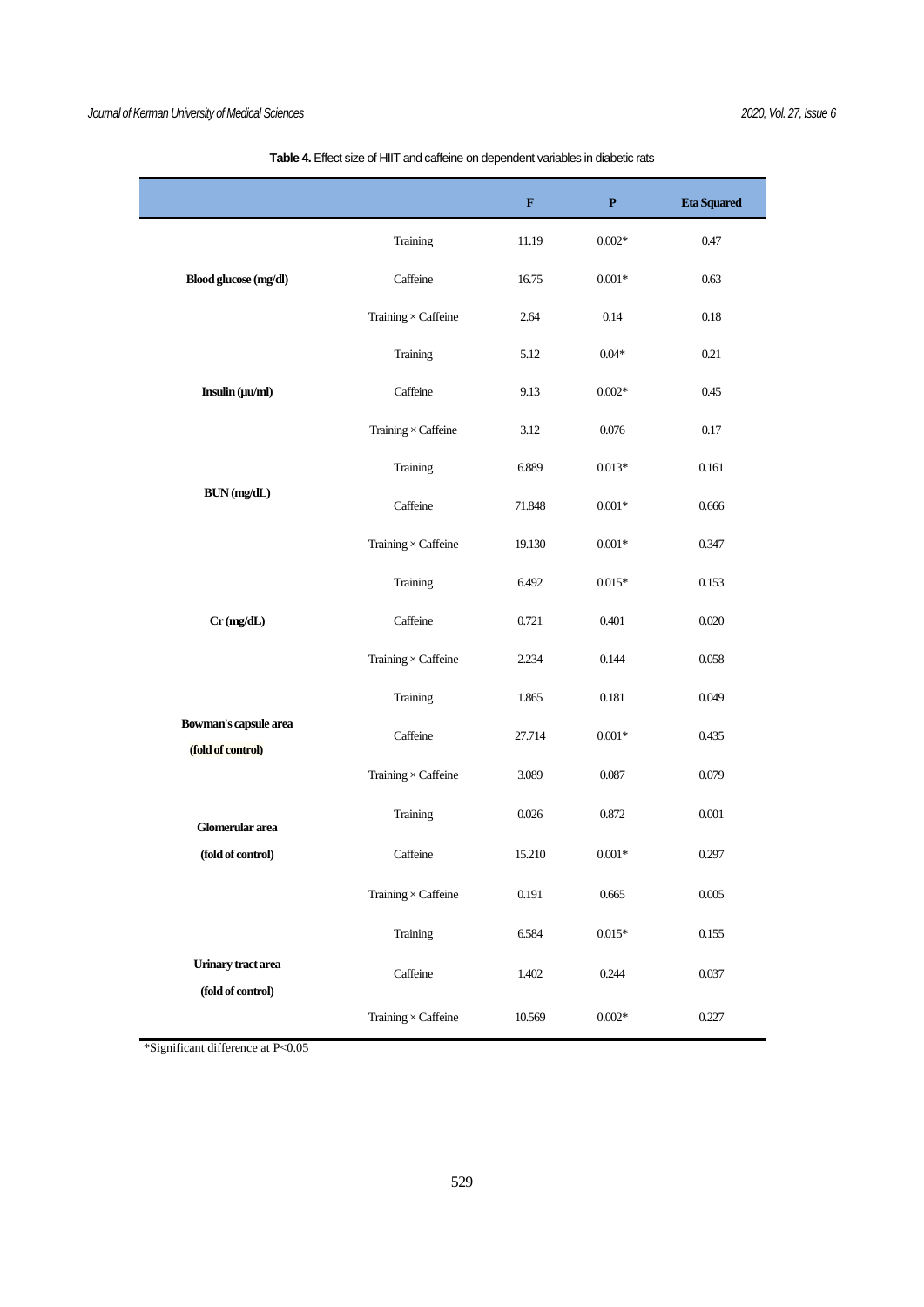**Table 4.** Effect size of HIIT and caffeine on dependent variables in diabetic rats

| | | F | P | Eta Squared |
|---|---|---|---|---|
| **Blood glucose (mg/dl)** | Training | 11.19 | 0.002* | 0.47 |
| | Caffeine | 16.75 | 0.001* | 0.63 |
| | Training × Caffeine | 2.64 | 0.14 | 0.18 |
| **Insulin (µu/ml)** | Training | 5.12 | 0.04* | 0.21 |
| | Caffeine | 9.13 | 0.002* | 0.45 |
| | Training × Caffeine | 3.12 | 0.076 | 0.17 |
| **BUN (mg/dL)** | Training | 6.889 | 0.013* | 0.161 |
| | Caffeine | 71.848 | 0.001* | 0.666 |
| | Training × Caffeine | 19.130 | 0.001* | 0.347 |
| **Cr (mg/dL)** | Training | 6.492 | 0.015* | 0.153 |
| | Caffeine | 0.721 | 0.401 | 0.020 |
| | Training × Caffeine | 2.234 | 0.144 | 0.058 |
| **Bowman's capsule area (fold of control)** | Training | 1.865 | 0.181 | 0.049 |
| | Caffeine | 27.714 | 0.001* | 0.435 |
| | Training × Caffeine | 3.089 | 0.087 | 0.079 |
| **Glomerular area (fold of control)** | Training | 0.026 | 0.872 | 0.001 |
| | Caffeine | 15.210 | 0.001* | 0.297 |
| | Training × Caffeine | 0.191 | 0.665 | 0.005 |
| **Urinary tract area (fold of control)** | Training | 6.584 | 0.015* | 0.155 |
| | Caffeine | 1.402 | 0.244 | 0.037 |
| | Training × Caffeine | 10.569 | 0.002* | 0.227 |

*Significant difference at $P<0.05$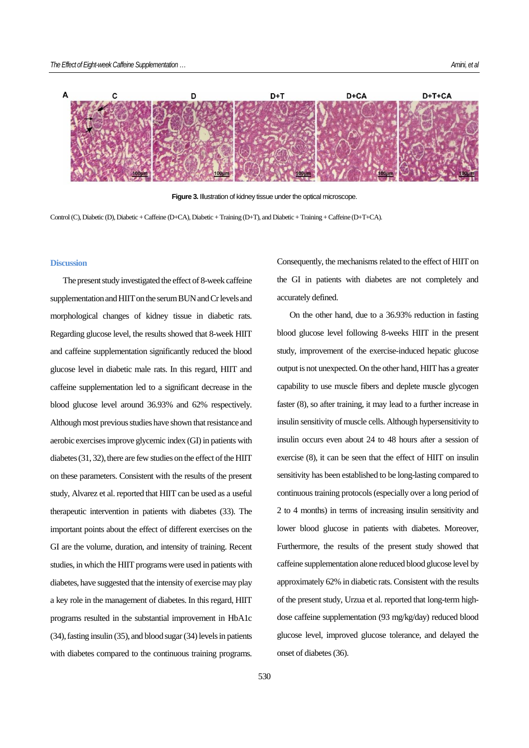**Figure 3.** Illustration of kidney tissue under the optical microscope.

Control (C), Diabetic (D), Diabetic + Caffeine (D+CA), Diabetic + Training (D+T), and Diabetic + Training + Caffeine (D+T+CA).

## Discussion

The present study investigated the effect of 8-week caffeine supplementation and HIIT on the serum BUN and Cr levels and morphological changes of kidney tissue in diabetic rats. Regarding glucose level, the results showed that 8-week HIIT and caffeine supplementation significantly reduced the blood glucose level in diabetic male rats. In this regard, HIIT and caffeine supplementation led to a significant decrease in the blood glucose level around 36.93% and 62% respectively. Although most previous studies have shown that resistance and aerobic exercises improve glycemic index (GI) in patients with diabetes (31, 32), there are few studies on the effect of the HIIT on these parameters. Consistent with the results of the present study, Alvarez et al. reported that HIIT can be used as a useful therapeutic intervention in patients with diabetes (33). The important points about the effect of different exercises on the GI are the volume, duration, and intensity of training. Recent studies, in which the HIIT programs were used in patients with diabetes, have suggested that the intensity of exercise may play a key role in the management of diabetes. In this regard, HIIT programs resulted in the substantial improvement in HbA1c (34), fasting insulin (35), and blood sugar (34) levels in patients with diabetes compared to the continuous training programs. Consequently, the mechanisms related to the effect of HIIT on the GI in patients with diabetes are not completely and accurately defined.

On the other hand, due to a 36.93% reduction in fasting blood glucose level following 8-weeks HIIT in the present study, improvement of the exercise-induced hepatic glucose output is not unexpected. On the other hand, HIIT has a greater capability to use muscle fibers and deplete muscle glycogen faster (8), so after training, it may lead to a further increase in insulin sensitivity of muscle cells. Although hypersensitivity to insulin occurs even about 24 to 48 hours after a session of exercise (8), it can be seen that the effect of HIIT on insulin sensitivity has been established to be long-lasting compared to continuous training protocols (especially over a long period of 2 to 4 months) in terms of increasing insulin sensitivity and lower blood glucose in patients with diabetes. Moreover, Furthermore, the results of the present study showed that caffeine supplementation alone reduced blood glucose level by approximately 62% in diabetic rats. Consistent with the results of the present study, Urzua et al. reported that long-term high-dose caffeine supplementation (93 mg/kg/day) reduced blood glucose level, improved glucose tolerance, and delayed the onset of diabetes (36).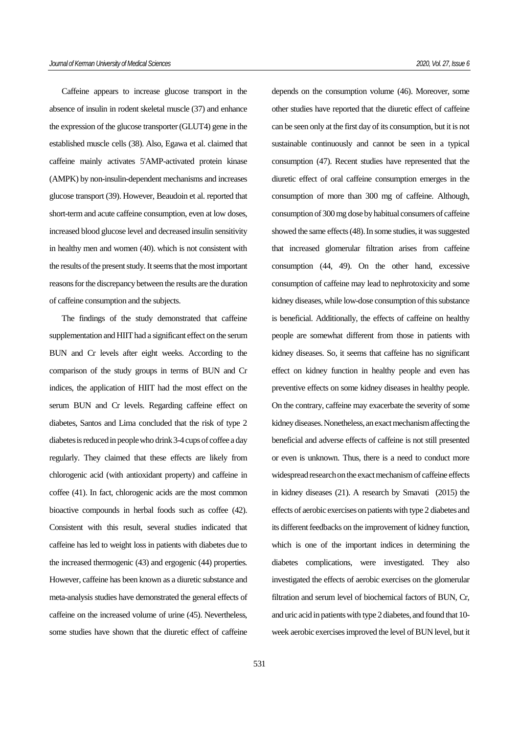Caffeine appears to increase glucose transport in the absence of insulin in rodent skeletal muscle (37) and enhance the expression of the glucose transporter (GLUT4) gene in the established muscle cells (38). Also, Egawa et al. claimed that caffeine mainly activates 5'AMP-activated protein kinase (AMPK) by non-insulin-dependent mechanisms and increases glucose transport (39). However, Beaudoin et al. reported that short-term and acute caffeine consumption, even at low doses, increased blood glucose level and decreased insulin sensitivity in healthy men and women (40). which is not consistent with the results of the present study. It seems that the most important reasons for the discrepancy between the results are the duration of caffeine consumption and the subjects.

The findings of the study demonstrated that caffeine supplementation and HIIT had a significant effect on the serum BUN and Cr levels after eight weeks. According to the comparison of the study groups in terms of BUN and Cr indices, the application of HIIT had the most effect on the serum BUN and Cr levels. Regarding caffeine effect on diabetes, Santos and Lima concluded that the risk of type 2 diabetes is reduced in people who drink 3-4 cups of coffee a day regularly. They claimed that these effects are likely from chlorogenic acid (with antioxidant property) and caffeine in coffee (41). In fact, chlorogenic acids are the most common bioactive compounds in herbal foods such as coffee (42). Consistent with this result, several studies indicated that caffeine has led to weight loss in patients with diabetes due to the increased thermogenic (43) and ergogenic (44) properties. However, caffeine has been known as a diuretic substance and meta-analysis studies have demonstrated the general effects of caffeine on the increased volume of urine (45). Nevertheless, some studies have shown that the diuretic effect of caffeine depends on the consumption volume (46). Moreover, some other studies have reported that the diuretic effect of caffeine can be seen only at the first day of its consumption, but it is not sustainable continuously and cannot be seen in a typical consumption (47). Recent studies have represented that the diuretic effect of oral caffeine consumption emerges in the consumption of more than 300 mg of caffeine. Although, consumption of 300 mg dose by habitual consumers of caffeine showed the same effects (48). In some studies, it was suggested that increased glomerular filtration arises from caffeine consumption (44, 49). On the other hand, excessive consumption of caffeine may lead to nephrotoxicity and some kidney diseases, while low-dose consumption of this substance is beneficial. Additionally, the effects of caffeine on healthy people are somewhat different from those in patients with kidney diseases. So, it seems that caffeine has no significant effect on kidney function in healthy people and even has preventive effects on some kidney diseases in healthy people. On the contrary, caffeine may exacerbate the severity of some kidney diseases. Nonetheless, an exact mechanism affecting the beneficial and adverse effects of caffeine is not still presented or even is unknown. Thus, there is a need to conduct more widespread research on the exact mechanism of caffeine effects in kidney diseases (21). A research by Smavati (2015) the effects of aerobic exercises on patients with type 2 diabetes and its different feedbacks on the improvement of kidney function, which is one of the important indices in determining the diabetes complications, were investigated. They also investigated the effects of aerobic exercises on the glomerular filtration and serum level of biochemical factors of BUN, Cr, and uric acid in patients with type 2 diabetes, and found that 10-week aerobic exercises improved the level of BUN level, but it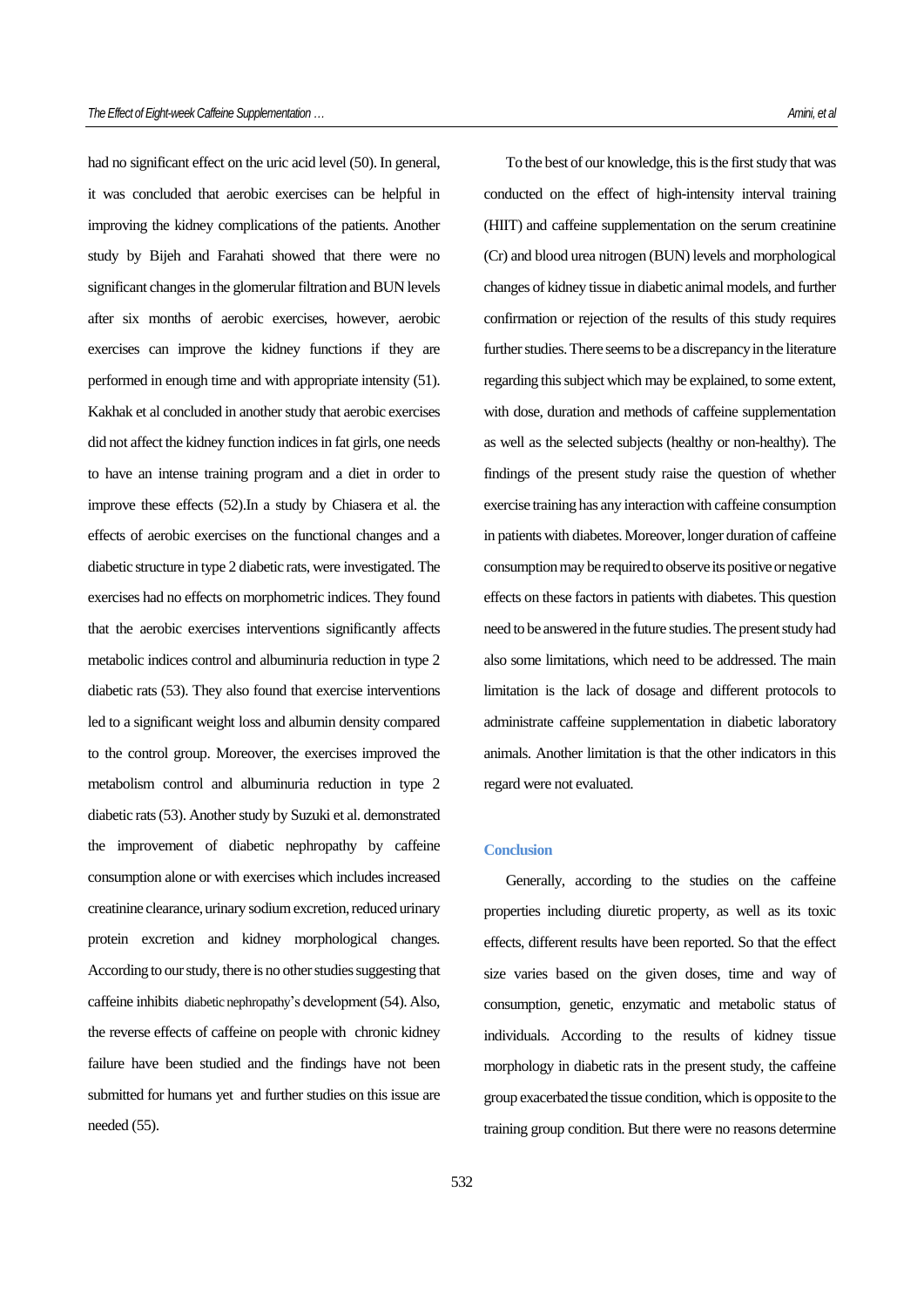had no significant effect on the uric acid level (50). In general, it was concluded that aerobic exercises can be helpful in improving the kidney complications of the patients. Another study by Bijeh and Farahati showed that there were no significant changes in the glomerular filtration and BUN levels after six months of aerobic exercises, however, aerobic exercises can improve the kidney functions if they are performed in enough time and with appropriate intensity (51). Kakhak et al concluded in another study that aerobic exercises did not affect the kidney function indices in fat girls, one needs to have an intense training program and a diet in order to improve these effects (52).In a study by Chiasera et al. the effects of aerobic exercises on the functional changes and a diabetic structure in type 2 diabetic rats, were investigated. The exercises had no effects on morphometric indices. They found that the aerobic exercises interventions significantly affects metabolic indices control and albuminuria reduction in type 2 diabetic rats (53). They also found that exercise interventions led to a significant weight loss and albumin density compared to the control group. Moreover, the exercises improved the metabolism control and albuminuria reduction in type 2 diabetic rats (53). Another study by Suzuki et al. demonstrated the improvement of diabetic nephropathy by caffeine consumption alone or with exercises which includes increased creatinine clearance, urinary sodium excretion, reduced urinary protein excretion and kidney morphological changes. According to our study, there is no other studies suggesting that caffeine inhibits diabetic nephropathy's development (54). Also, the reverse effects of caffeine on people with chronic kidney failure have been studied and the findings have not been submitted for humans yet and further studies on this issue are needed (55).

To the best of our knowledge, this is the first study that was conducted on the effect of high-intensity interval training (HIIT) and caffeine supplementation on the serum creatinine (Cr) and blood urea nitrogen (BUN) levels and morphological changes of kidney tissue in diabetic animal models, and further confirmation or rejection of the results of this study requires further studies. There seems to be a discrepancy in the literature regarding this subject which may be explained, to some extent, with dose, duration and methods of caffeine supplementation as well as the selected subjects (healthy or non-healthy). The findings of the present study raise the question of whether exercise training has any interaction with caffeine consumption in patients with diabetes. Moreover, longer duration of caffeine consumption may be required to observe its positive or negative effects on these factors in patients with diabetes. This question need to be answered in the future studies. The present study had also some limitations, which need to be addressed. The main limitation is the lack of dosage and different protocols to administrate caffeine supplementation in diabetic laboratory animals. Another limitation is that the other indicators in this regard were not evaluated.

## Conclusion

Generally, according to the studies on the caffeine properties including diuretic property, as well as its toxic effects, different results have been reported. So that the effect size varies based on the given doses, time and way of consumption, genetic, enzymatic and metabolic status of individuals. According to the results of kidney tissue morphology in diabetic rats in the present study, the caffeine group exacerbated the tissue condition, which is opposite to the training group condition. But there were no reasons determine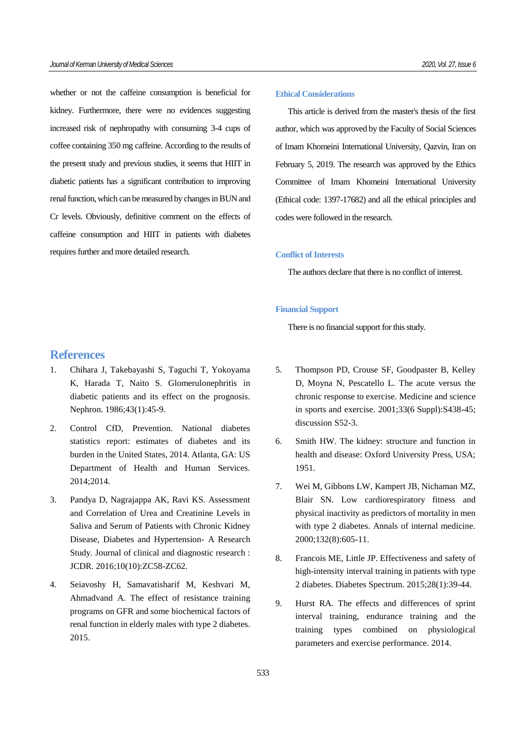whether or not the caffeine consumption is beneficial for kidney. Furthermore, there were no evidences suggesting increased risk of nephropathy with consuming 3-4 cups of coffee containing 350 mg caffeine. According to the results of the present study and previous studies, it seems that HIIT in diabetic patients has a significant contribution to improving renal function, which can be measured by changes in BUN and Cr levels. Obviously, definitive comment on the effects of caffeine consumption and HIIT in patients with diabetes requires further and more detailed research.

### Ethical Considerations

This article is derived from the master's thesis of the first author, which was approved by the Faculty of Social Sciences of Imam Khomeini International University, Qazvin, Iran on February 5, 2019. The research was approved by the Ethics Committee of Imam Khomeini International University (Ethical code: 1397-17682) and all the ethical principles and codes were followed in the research.

### Conflict of Interests

The authors declare that there is no conflict of interest.

### Financial Support

There is no financial support for this study.

## References

1. Chihara J, Takebayashi S, Taguchi T, Yokoyama K, Harada T, Naito S. Glomerulonephritis in diabetic patients and its effect on the prognosis. Nephron. 1986;43(1):45-9.
2. Control CfD, Prevention. National diabetes statistics report: estimates of diabetes and its burden in the United States, 2014. Atlanta, GA: US Department of Health and Human Services. 2014;2014.
3. Pandya D, Nagrajappa AK, Ravi KS. Assessment and Correlation of Urea and Creatinine Levels in Saliva and Serum of Patients with Chronic Kidney Disease, Diabetes and Hypertension- A Research Study. Journal of clinical and diagnostic research : JCDR. 2016;10(10):ZC58-ZC62.
4. Seiavoshy H, Samavatisharif M, Keshvari M, Ahmadvand A. The effect of resistance training programs on GFR and some biochemical factors of renal function in elderly males with type 2 diabetes. 2015.
5. Thompson PD, Crouse SF, Goodpaster B, Kelley D, Moyna N, Pescatello L. The acute versus the chronic response to exercise. Medicine and science in sports and exercise. 2001;33(6 Suppl):S438-45; discussion S52-3.
6. Smith HW. The kidney: structure and function in health and disease: Oxford University Press, USA; 1951.
7. Wei M, Gibbons LW, Kampert JB, Nichaman MZ, Blair SN. Low cardiorespiratory fitness and physical inactivity as predictors of mortality in men with type 2 diabetes. Annals of internal medicine. 2000;132(8):605-11.
8. Francois ME, Little JP. Effectiveness and safety of high-intensity interval training in patients with type 2 diabetes. Diabetes Spectrum. 2015;28(1):39-44.
9. Hurst RA. The effects and differences of sprint interval training, endurance training and the training types combined on physiological parameters and exercise performance. 2014.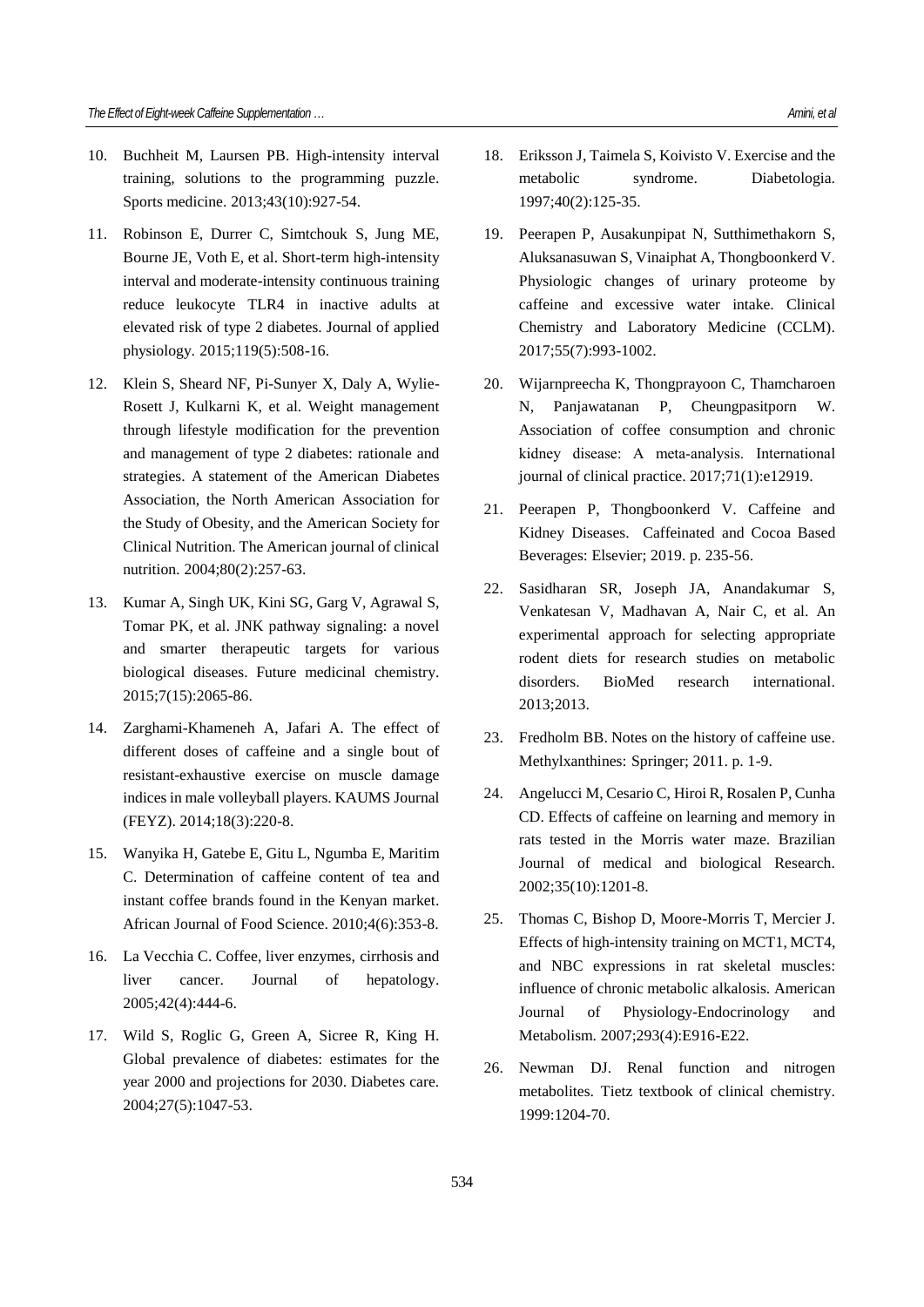10. Buchheit M, Laursen PB. High-intensity interval training, solutions to the programming puzzle. Sports medicine. 2013;43(10):927-54.

11. Robinson E, Durrer C, Simtchouk S, Jung ME, Bourne JE, Voth E, et al. Short-term high-intensity interval and moderate-intensity continuous training reduce leukocyte TLR4 in inactive adults at elevated risk of type 2 diabetes. Journal of applied physiology. 2015;119(5):508-16.

12. Klein S, Sheard NF, Pi-Sunyer X, Daly A, Wylie-Rosett J, Kulkarni K, et al. Weight management through lifestyle modification for the prevention and management of type 2 diabetes: rationale and strategies. A statement of the American Diabetes Association, the North American Association for the Study of Obesity, and the American Society for Clinical Nutrition. The American journal of clinical nutrition. 2004;80(2):257-63.

13. Kumar A, Singh UK, Kini SG, Garg V, Agrawal S, Tomar PK, et al. JNK pathway signaling: a novel and smarter therapeutic targets for various biological diseases. Future medicinal chemistry. 2015;7(15):2065-86.

14. Zarghami-Khameneh A, Jafari A. The effect of different doses of caffeine and a single bout of resistant-exhaustive exercise on muscle damage indices in male volleyball players. KAUMS Journal (FEYZ). 2014;18(3):220-8.

15. Wanyika H, Gatebe E, Gitu L, Ngumba E, Maritim C. Determination of caffeine content of tea and instant coffee brands found in the Kenyan market. African Journal of Food Science. 2010;4(6):353-8.

16. La Vecchia C. Coffee, liver enzymes, cirrhosis and liver cancer. Journal of hepatology. 2005;42(4):444-6.

17. Wild S, Roglic G, Green A, Sicree R, King H. Global prevalence of diabetes: estimates for the year 2000 and projections for 2030. Diabetes care. 2004;27(5):1047-53.

18. Eriksson J, Taimela S, Koivisto V. Exercise and the metabolic syndrome. Diabetologia. 1997;40(2):125-35.

19. Peerapen P, Ausakunpipat N, Sutthimethakorn S, Aluksanasuwan S, Vinaiphat A, Thongboonkerd V. Physiologic changes of urinary proteome by caffeine and excessive water intake. Clinical Chemistry and Laboratory Medicine (CCLM). 2017;55(7):993-1002.

20. Wijarnpreecha K, Thongprayoon C, Thamcharoen N, Panjawatanan P, Cheungpasitporn W. Association of coffee consumption and chronic kidney disease: A meta-analysis. International journal of clinical practice. 2017;71(1):e12919.

21. Peerapen P, Thongboonkerd V. Caffeine and Kidney Diseases. Caffeinated and Cocoa Based Beverages: Elsevier; 2019. p. 235-56.

22. Sasidharan SR, Joseph JA, Anandakumar S, Venkatesan V, Madhavan A, Nair C, et al. An experimental approach for selecting appropriate rodent diets for research studies on metabolic disorders. BioMed research international. 2013;2013.

23. Fredholm BB. Notes on the history of caffeine use. Methylxanthines: Springer; 2011. p. 1-9.

24. Angelucci M, Cesario C, Hiroi R, Rosalen P, Cunha CD. Effects of caffeine on learning and memory in rats tested in the Morris water maze. Brazilian Journal of medical and biological Research. 2002;35(10):1201-8.

25. Thomas C, Bishop D, Moore-Morris T, Mercier J. Effects of high-intensity training on MCT1, MCT4, and NBC expressions in rat skeletal muscles: influence of chronic metabolic alkalosis. American Journal of Physiology-Endocrinology and Metabolism. 2007;293(4):E916-E22.

26. Newman DJ. Renal function and nitrogen metabolites. Tietz textbook of clinical chemistry. 1999:1204-70.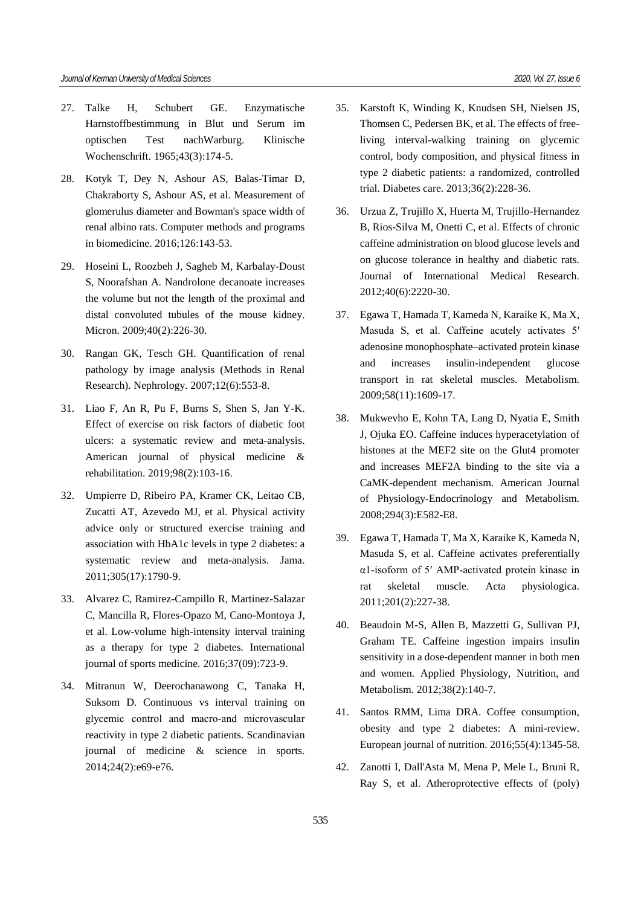27. Talke H, Schubert GE. Enzymatische Harnstoffbestimmung in Blut und Serum im optischen Test nachWarburg. Klinische Wochenschrift. 1965;43(3):174-5.

28. Kotyk T, Dey N, Ashour AS, Balas-Timar D, Chakraborty S, Ashour AS, et al. Measurement of glomerulus diameter and Bowman's space width of renal albino rats. Computer methods and programs in biomedicine. 2016;126:143-53.

29. Hoseini L, Roozbeh J, Sagheb M, Karbalay-Doust S, Noorafshan A. Nandrolone decanoate increases the volume but not the length of the proximal and distal convoluted tubules of the mouse kidney. Micron. 2009;40(2):226-30.

30. Rangan GK, Tesch GH. Quantification of renal pathology by image analysis (Methods in Renal Research). Nephrology. 2007;12(6):553-8.

31. Liao F, An R, Pu F, Burns S, Shen S, Jan Y-K. Effect of exercise on risk factors of diabetic foot ulcers: a systematic review and meta-analysis. American journal of physical medicine & rehabilitation. 2019;98(2):103-16.

32. Umpierre D, Ribeiro PA, Kramer CK, Leitao CB, Zucatti AT, Azevedo MJ, et al. Physical activity advice only or structured exercise training and association with HbA1c levels in type 2 diabetes: a systematic review and meta-analysis. Jama. 2011;305(17):1790-9.

33. Alvarez C, Ramirez-Campillo R, Martinez-Salazar C, Mancilla R, Flores-Opazo M, Cano-Montoya J, et al. Low-volume high-intensity interval training as a therapy for type 2 diabetes. International journal of sports medicine. 2016;37(09):723-9.

34. Mitranun W, Deerochanawong C, Tanaka H, Suksom D. Continuous vs interval training on glycemic control and macro-and microvascular reactivity in type 2 diabetic patients. Scandinavian journal of medicine & science in sports. 2014;24(2):e69-e76.

35. Karstoft K, Winding K, Knudsen SH, Nielsen JS, Thomsen C, Pedersen BK, et al. The effects of free-living interval-walking training on glycemic control, body composition, and physical fitness in type 2 diabetic patients: a randomized, controlled trial. Diabetes care. 2013;36(2):228-36.

36. Urzua Z, Trujillo X, Huerta M, Trujillo-Hernandez B, Rios-Silva M, Onetti C, et al. Effects of chronic caffeine administration on blood glucose levels and on glucose tolerance in healthy and diabetic rats. Journal of International Medical Research. 2012;40(6):2220-30.

37. Egawa T, Hamada T, Kameda N, Karaike K, Ma X, Masuda S, et al. Caffeine acutely activates 5′ adenosine monophosphate–activated protein kinase and increases insulin-independent glucose transport in rat skeletal muscles. Metabolism. 2009;58(11):1609-17.

38. Mukwevho E, Kohn TA, Lang D, Nyatia E, Smith J, Ojuka EO. Caffeine induces hyperacetylation of histones at the MEF2 site on the Glut4 promoter and increases MEF2A binding to the site via a CaMK-dependent mechanism. American Journal of Physiology-Endocrinology and Metabolism. 2008;294(3):E582-E8.

39. Egawa T, Hamada T, Ma X, Karaike K, Kameda N, Masuda S, et al. Caffeine activates preferentially α1-isoform of 5′ AMP-activated protein kinase in rat skeletal muscle. Acta physiologica. 2011;201(2):227-38.

40. Beaudoin M-S, Allen B, Mazzetti G, Sullivan PJ, Graham TE. Caffeine ingestion impairs insulin sensitivity in a dose-dependent manner in both men and women. Applied Physiology, Nutrition, and Metabolism. 2012;38(2):140-7.

41. Santos RMM, Lima DRA. Coffee consumption, obesity and type 2 diabetes: A mini-review. European journal of nutrition. 2016;55(4):1345-58.

42. Zanotti I, Dall'Asta M, Mena P, Mele L, Bruni R, Ray S, et al. Atheroprotective effects of (poly)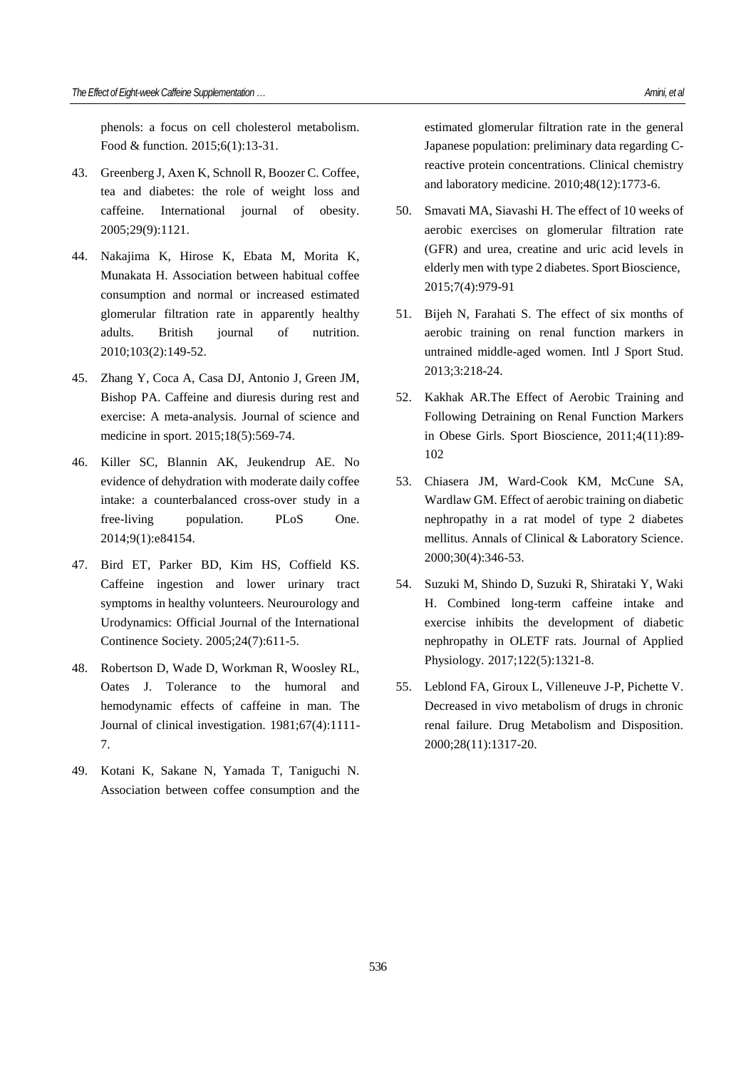phenols: a focus on cell cholesterol metabolism. Food & function. 2015;6(1):13-31.

43. Greenberg J, Axen K, Schnoll R, Boozer C. Coffee, tea and diabetes: the role of weight loss and caffeine. International journal of obesity. 2005;29(9):1121.

44. Nakajima K, Hirose K, Ebata M, Morita K, Munakata H. Association between habitual coffee consumption and normal or increased estimated glomerular filtration rate in apparently healthy adults. British journal of nutrition. 2010;103(2):149-52.

45. Zhang Y, Coca A, Casa DJ, Antonio J, Green JM, Bishop PA. Caffeine and diuresis during rest and exercise: A meta-analysis. Journal of science and medicine in sport. 2015;18(5):569-74.

46. Killer SC, Blannin AK, Jeukendrup AE. No evidence of dehydration with moderate daily coffee intake: a counterbalanced cross-over study in a free-living population. PLoS One. 2014;9(1):e84154.

47. Bird ET, Parker BD, Kim HS, Coffield KS. Caffeine ingestion and lower urinary tract symptoms in healthy volunteers. Neurourology and Urodynamics: Official Journal of the International Continence Society. 2005;24(7):611-5.

48. Robertson D, Wade D, Workman R, Woosley RL, Oates J. Tolerance to the humoral and hemodynamic effects of caffeine in man. The Journal of clinical investigation. 1981;67(4):1111-7.

49. Kotani K, Sakane N, Yamada T, Taniguchi N. Association between coffee consumption and the estimated glomerular filtration rate in the general Japanese population: preliminary data regarding C-reactive protein concentrations. Clinical chemistry and laboratory medicine. 2010;48(12):1773-6.

50. Smavati MA, Siavashi H. The effect of 10 weeks of aerobic exercises on glomerular filtration rate (GFR) and urea, creatine and uric acid levels in elderly men with type 2 diabetes. Sport Bioscience, 2015;7(4):979-91

51. Bijeh N, Farahati S. The effect of six months of aerobic training on renal function markers in untrained middle-aged women. Intl J Sport Stud. 2013;3:218-24.

52. Kakhak AR.The Effect of Aerobic Training and Following Detraining on Renal Function Markers in Obese Girls. Sport Bioscience, 2011;4(11):89-102

53. Chiasera JM, Ward-Cook KM, McCune SA, Wardlaw GM. Effect of aerobic training on diabetic nephropathy in a rat model of type 2 diabetes mellitus. Annals of Clinical & Laboratory Science. 2000;30(4):346-53.

54. Suzuki M, Shindo D, Suzuki R, Shirataki Y, Waki H. Combined long-term caffeine intake and exercise inhibits the development of diabetic nephropathy in OLETF rats. Journal of Applied Physiology. 2017;122(5):1321-8.

55. Leblond FA, Giroux L, Villeneuve J-P, Pichette V. Decreased in vivo metabolism of drugs in chronic renal failure. Drug Metabolism and Disposition. 2000;28(11):1317-20.